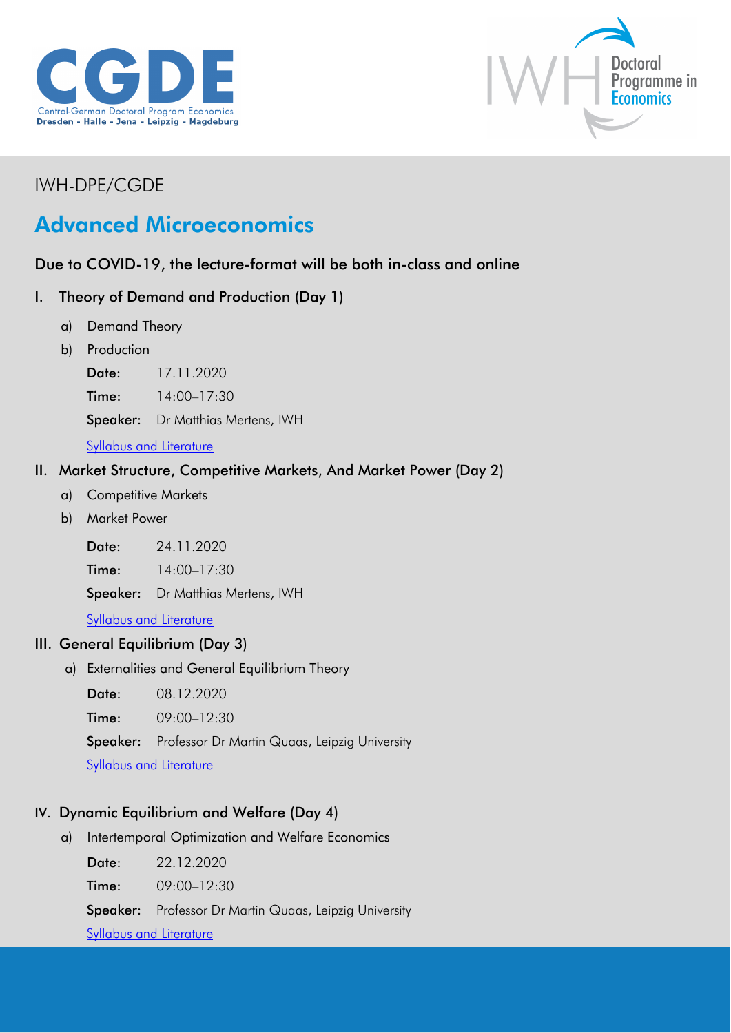CGDE
Central-German Doctoral Program Economics
Dresden - Halle - Jena - Leipzig - Magdeburg

IWH Doctoral Programme in Economics

IWH-DPE/CGDE

# Advanced Microeconomics

Due to COVID-19, the lecture-format will be both in-class and online

## I. Theory of Demand and Production (Day 1)

a) Demand Theory

b) Production

**Date:** 17.11.2020

**Time:** 14:00–17:30

**Speaker:** Dr Matthias Mertens, IWH

Syllabus and Literature

## II. Market Structure, Competitive Markets, And Market Power (Day 2)

a) Competitive Markets

b) Market Power

**Date:** 24.11.2020

**Time:** 14:00–17:30

**Speaker:** Dr Matthias Mertens, IWH

Syllabus and Literature

## III. General Equilibrium (Day 3)

a) Externalities and General Equilibrium Theory

**Date:** 08.12.2020

**Time:** 09:00–12:30

**Speaker:** Professor Dr Martin Quaas, Leipzig University

Syllabus and Literature

## IV. Dynamic Equilibrium and Welfare (Day 4)

a) Intertemporal Optimization and Welfare Economics

**Date:** 22.12.2020

**Time:** 09:00–12:30

**Speaker:** Professor Dr Martin Quaas, Leipzig University

Syllabus and Literature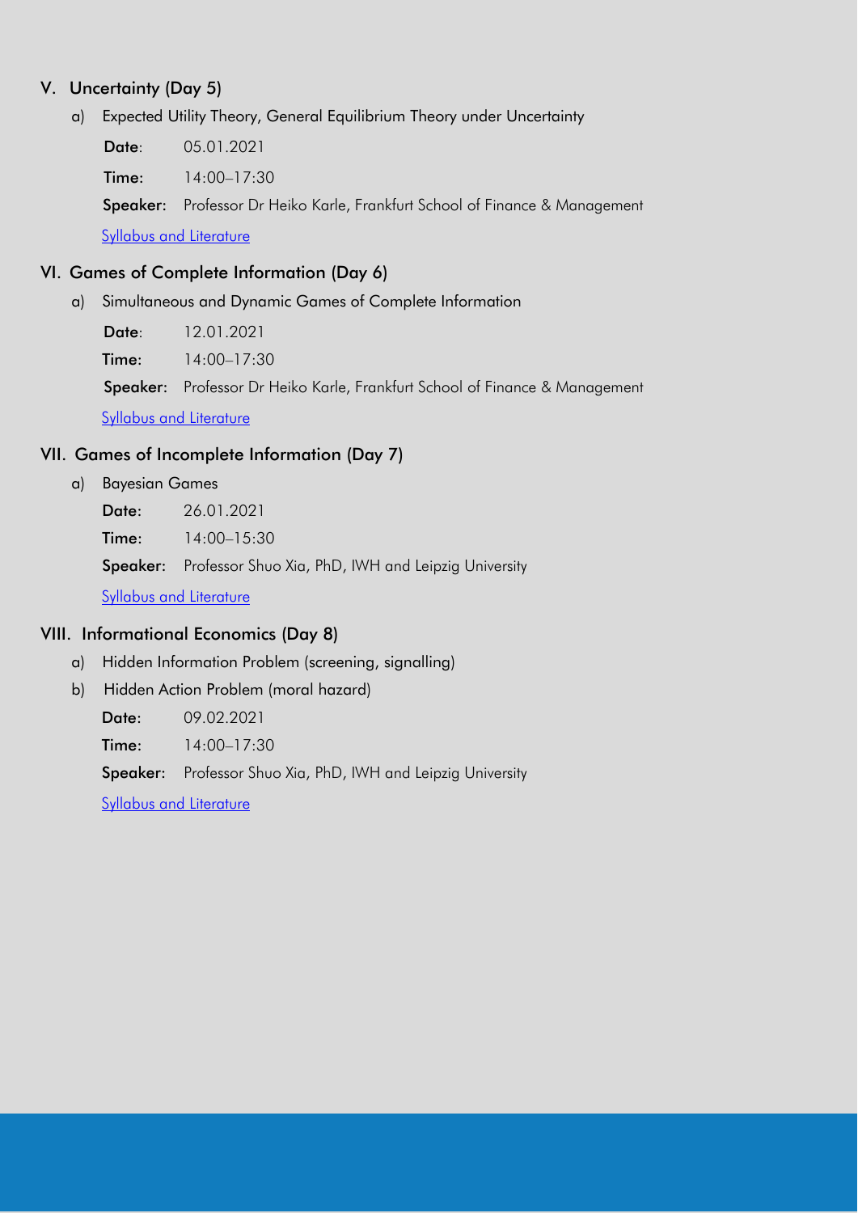## V. Uncertainty (Day 5)

a) Expected Utility Theory, General Equilibrium Theory under Uncertainty

**Date**: 05.01.2021

**Time:** 14:00–17:30

**Speaker:** Professor Dr Heiko Karle, Frankfurt School of Finance & Management

Syllabus and Literature

## VI. Games of Complete Information (Day 6)

a) Simultaneous and Dynamic Games of Complete Information

**Date**: 12.01.2021

**Time:** 14:00–17:30

**Speaker:** Professor Dr Heiko Karle, Frankfurt School of Finance & Management

Syllabus and Literature

## VII. Games of Incomplete Information (Day 7)

a) Bayesian Games

**Date:** 26.01.2021

**Time:** 14:00–15:30

**Speaker:** Professor Shuo Xia, PhD, IWH and Leipzig University

Syllabus and Literature

## VIII. Informational Economics (Day 8)

a) Hidden Information Problem (screening, signalling)

b) Hidden Action Problem (moral hazard)

**Date:** 09.02.2021

**Time:** 14:00–17:30

**Speaker:** Professor Shuo Xia, PhD, IWH and Leipzig University

Syllabus and Literature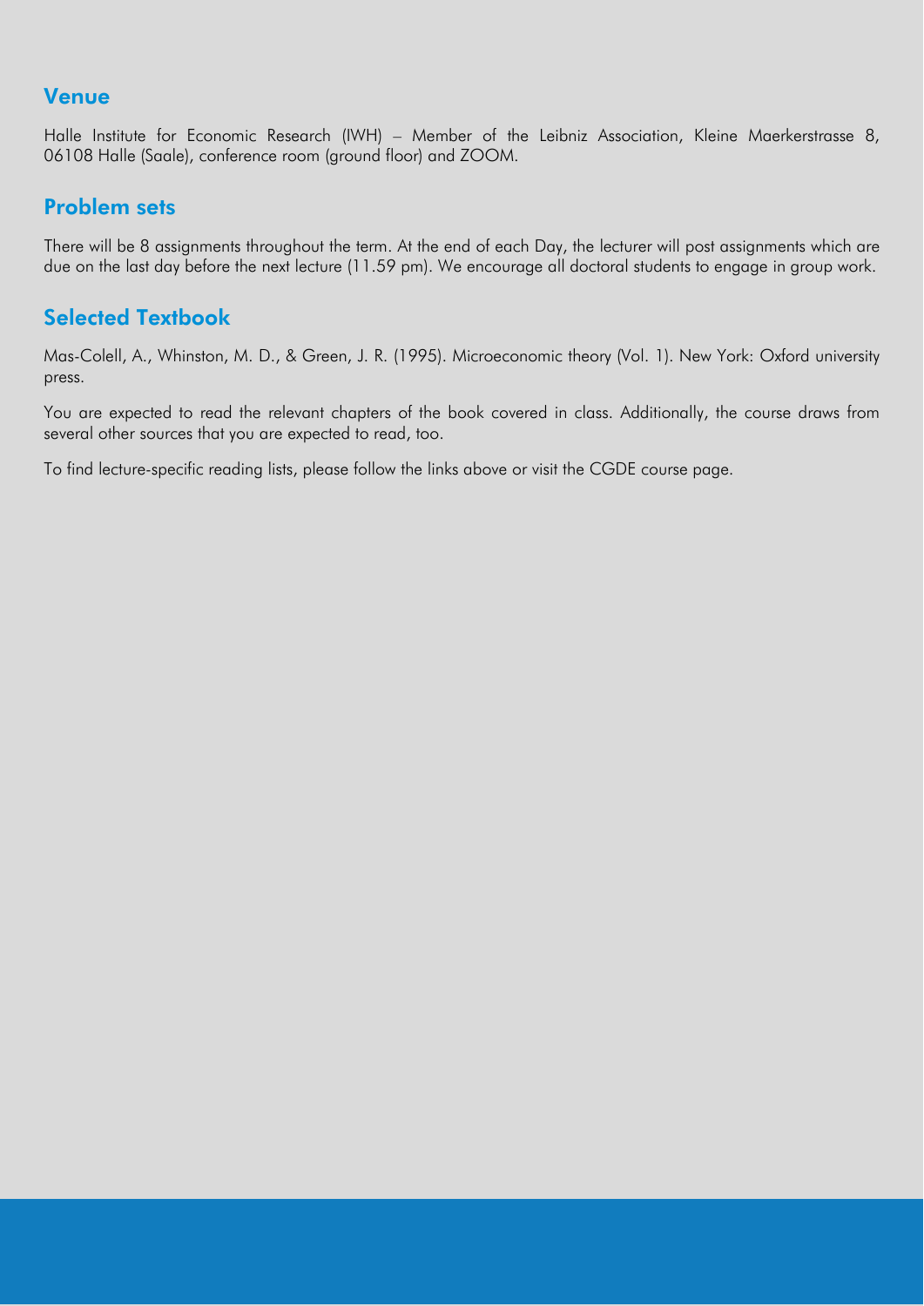## Venue

Halle Institute for Economic Research (IWH) – Member of the Leibniz Association, Kleine Maerkerstrasse 8, 06108 Halle (Saale), conference room (ground floor) and ZOOM.

## Problem sets

There will be 8 assignments throughout the term. At the end of each Day, the lecturer will post assignments which are due on the last day before the next lecture (11.59 pm). We encourage all doctoral students to engage in group work.

## Selected Textbook

Mas-Colell, A., Whinston, M. D., & Green, J. R. (1995). Microeconomic theory (Vol. 1). New York: Oxford university press.

You are expected to read the relevant chapters of the book covered in class. Additionally, the course draws from several other sources that you are expected to read, too.

To find lecture-specific reading lists, please follow the links above or visit the CGDE course page.